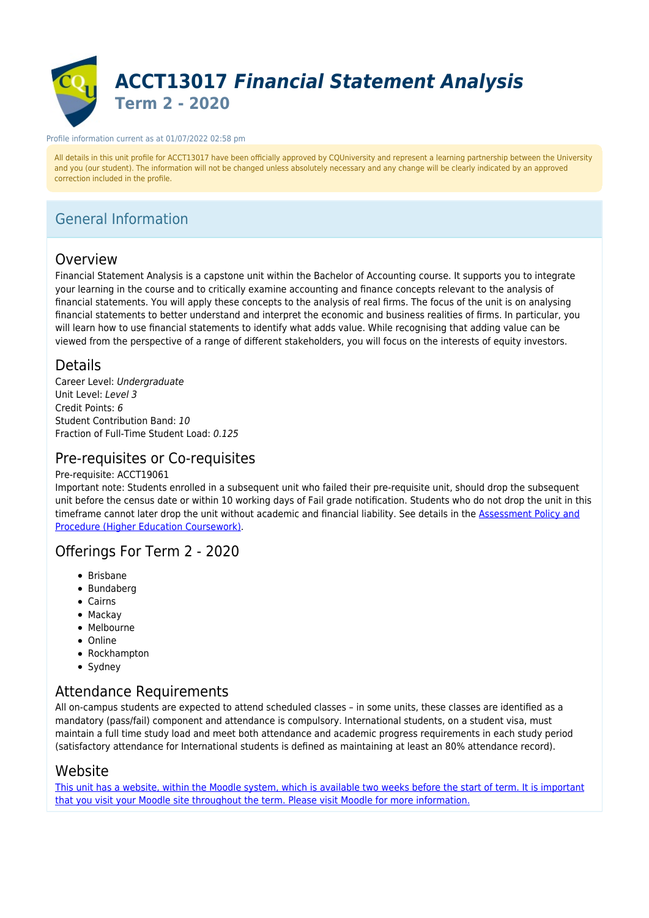# ACCT13017 *Financial Statement Analysis*

## Term 2 - 2020

Profile information current as at 01/07/2022 02:58 pm

All details in this unit profile for ACCT13017 have been officially approved by CQUniversity and represent a learning partnership between the University and you (our student). The information will not be changed unless absolutely necessary and any change will be clearly indicated by an approved correction included in the profile.

## General Information

### Overview

Financial Statement Analysis is a capstone unit within the Bachelor of Accounting course. It supports you to integrate your learning in the course and to critically examine accounting and finance concepts relevant to the analysis of financial statements. You will apply these concepts to the analysis of real firms. The focus of the unit is on analysing financial statements to better understand and interpret the economic and business realities of firms. In particular, you will learn how to use financial statements to identify what adds value. While recognising that adding value can be viewed from the perspective of a range of different stakeholders, you will focus on the interests of equity investors.

### Details

Career Level: *Undergraduate*
Unit Level: *Level 3*
Credit Points: *6*
Student Contribution Band: *10*
Fraction of Full-Time Student Load: *0.125*

### Pre-requisites or Co-requisites

Pre-requisite: ACCT19061
Important note: Students enrolled in a subsequent unit who failed their pre-requisite unit, should drop the subsequent unit before the census date or within 10 working days of Fail grade notification. Students who do not drop the unit in this timeframe cannot later drop the unit without academic and financial liability. See details in the Assessment Policy and Procedure (Higher Education Coursework).

### Offerings For Term 2 - 2020

- Brisbane
- Bundaberg
- Cairns
- Mackay
- Melbourne
- Online
- Rockhampton
- Sydney

### Attendance Requirements

All on-campus students are expected to attend scheduled classes – in some units, these classes are identified as a mandatory (pass/fail) component and attendance is compulsory. International students, on a student visa, must maintain a full time study load and meet both attendance and academic progress requirements in each study period (satisfactory attendance for International students is defined as maintaining at least an 80% attendance record).

### Website

This unit has a website, within the Moodle system, which is available two weeks before the start of term. It is important that you visit your Moodle site throughout the term. Please visit Moodle for more information.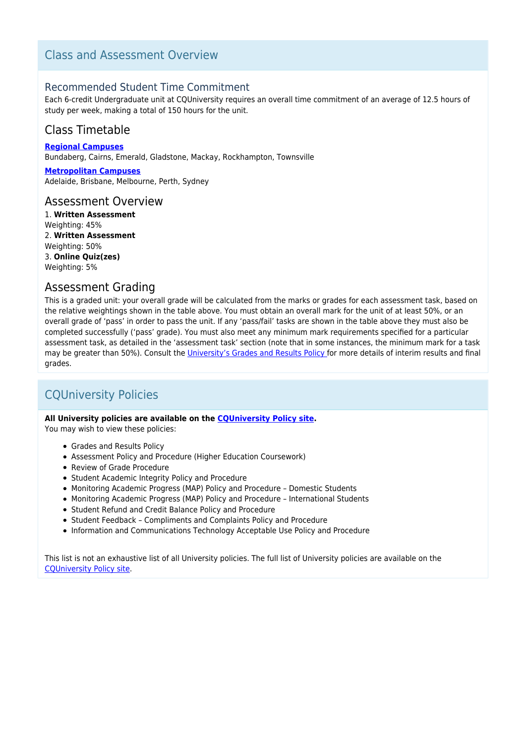## Class and Assessment Overview

### Recommended Student Time Commitment

Each 6-credit Undergraduate unit at CQUniversity requires an overall time commitment of an average of 12.5 hours of study per week, making a total of 150 hours for the unit.

### Class Timetable

**Regional Campuses**
Bundaberg, Cairns, Emerald, Gladstone, Mackay, Rockhampton, Townsville

**Metropolitan Campuses**
Adelaide, Brisbane, Melbourne, Perth, Sydney

### Assessment Overview

1. **Written Assessment**
Weighting: 45%
2. **Written Assessment**
Weighting: 50%
3. **Online Quiz(zes)**
Weighting: 5%

### Assessment Grading

This is a graded unit: your overall grade will be calculated from the marks or grades for each assessment task, based on the relative weightings shown in the table above. You must obtain an overall mark for the unit of at least 50%, or an overall grade of 'pass' in order to pass the unit. If any 'pass/fail' tasks are shown in the table above they must also be completed successfully ('pass' grade). You must also meet any minimum mark requirements specified for a particular assessment task, as detailed in the 'assessment task' section (note that in some instances, the minimum mark for a task may be greater than 50%). Consult the University's Grades and Results Policy for more details of interim results and final grades.

## CQUniversity Policies

**All University policies are available on the CQUniversity Policy site.**
You may wish to view these policies:

- Grades and Results Policy
- Assessment Policy and Procedure (Higher Education Coursework)
- Review of Grade Procedure
- Student Academic Integrity Policy and Procedure
- Monitoring Academic Progress (MAP) Policy and Procedure – Domestic Students
- Monitoring Academic Progress (MAP) Policy and Procedure – International Students
- Student Refund and Credit Balance Policy and Procedure
- Student Feedback – Compliments and Complaints Policy and Procedure
- Information and Communications Technology Acceptable Use Policy and Procedure

This list is not an exhaustive list of all University policies. The full list of University policies are available on the CQUniversity Policy site.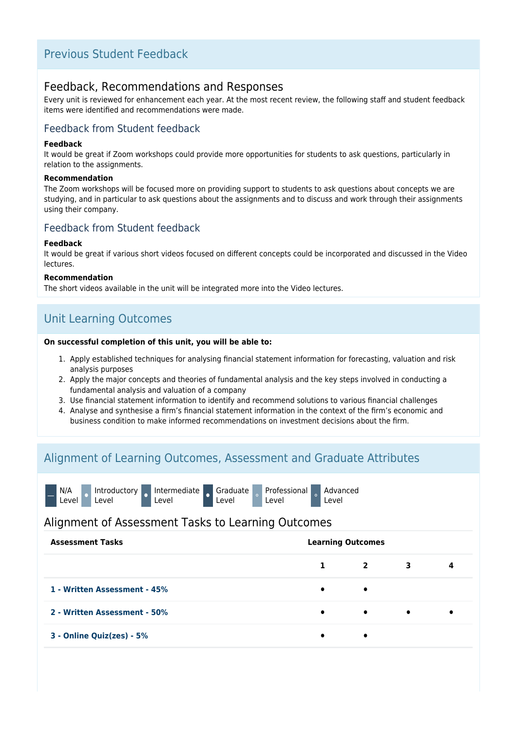## Previous Student Feedback

### Feedback, Recommendations and Responses

Every unit is reviewed for enhancement each year. At the most recent review, the following staff and student feedback items were identified and recommendations were made.

#### Feedback from Student feedback

**Feedback**

It would be great if Zoom workshops could provide more opportunities for students to ask questions, particularly in relation to the assignments.

**Recommendation**

The Zoom workshops will be focused more on providing support to students to ask questions about concepts we are studying, and in particular to ask questions about the assignments and to discuss and work through their assignments using their company.

#### Feedback from Student feedback

**Feedback**

It would be great if various short videos focused on different concepts could be incorporated and discussed in the Video lectures.

**Recommendation**

The short videos available in the unit will be integrated more into the Video lectures.

## Unit Learning Outcomes

**On successful completion of this unit, you will be able to:**

1. Apply established techniques for analysing financial statement information for forecasting, valuation and risk analysis purposes
2. Apply the major concepts and theories of fundamental analysis and the key steps involved in conducting a fundamental analysis and valuation of a company
3. Use financial statement information to identify and recommend solutions to various financial challenges
4. Analyse and synthesise a firm's financial statement information in the context of the firm's economic and business condition to make informed recommendations on investment decisions about the firm.

## Alignment of Learning Outcomes, Assessment and Graduate Attributes

— N/A Level · Introductory Level · Intermediate Level · Graduate Level · Professional Level · Advanced Level

### Alignment of Assessment Tasks to Learning Outcomes

| Assessment Tasks | Learning Outcomes | | | |
|---|---|---|---|---|
| | 1 | 2 | 3 | 4 |
| 1 - Written Assessment - 45% | • | • | | |
| 2 - Written Assessment - 50% | • | • | • | • |
| 3 - Online Quiz(zes) - 5% | • | • | | |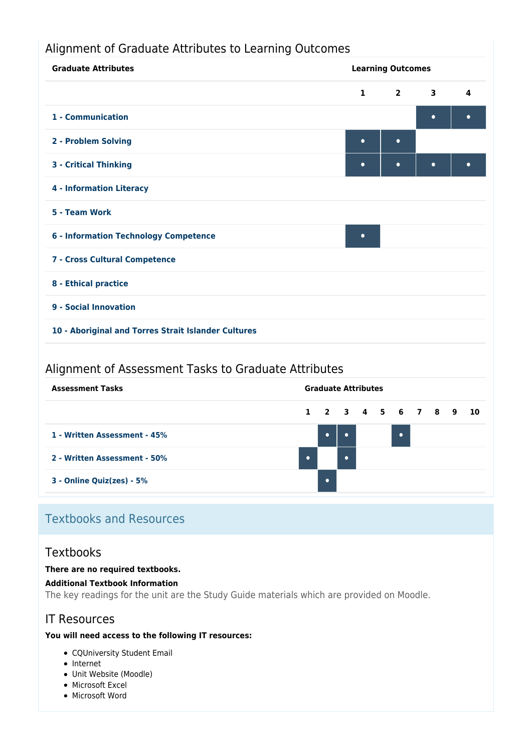## Alignment of Graduate Attributes to Learning Outcomes

| Graduate Attributes | Learning Outcomes | | | |
|---|---|---|---|---|
| | 1 | 2 | 3 | 4 |
| 1 - Communication | | | • | • |
| 2 - Problem Solving | • | • | | |
| 3 - Critical Thinking | • | • | • | • |
| 4 - Information Literacy | | | | |
| 5 - Team Work | | | | |
| 6 - Information Technology Competence | • | | | |
| 7 - Cross Cultural Competence | | | | |
| 8 - Ethical practice | | | | |
| 9 - Social Innovation | | | | |
| 10 - Aboriginal and Torres Strait Islander Cultures | | | | |

## Alignment of Assessment Tasks to Graduate Attributes

| Assessment Tasks | Graduate Attributes | | | | | | | | | |
|---|---|---|---|---|---|---|---|---|---|---|
| | 1 | 2 | 3 | 4 | 5 | 6 | 7 | 8 | 9 | 10 |
| 1 - Written Assessment - 45% | | • | • | | | • | | | | |
| 2 - Written Assessment - 50% | • | | • | | | | | | | |
| 3 - Online Quiz(zes) - 5% | | • | | | | | | | | |

# Textbooks and Resources

## Textbooks

**There are no required textbooks.**

**Additional Textbook Information**

The key readings for the unit are the Study Guide materials which are provided on Moodle.

## IT Resources

**You will need access to the following IT resources:**

- CQUniversity Student Email
- Internet
- Unit Website (Moodle)
- Microsoft Excel
- Microsoft Word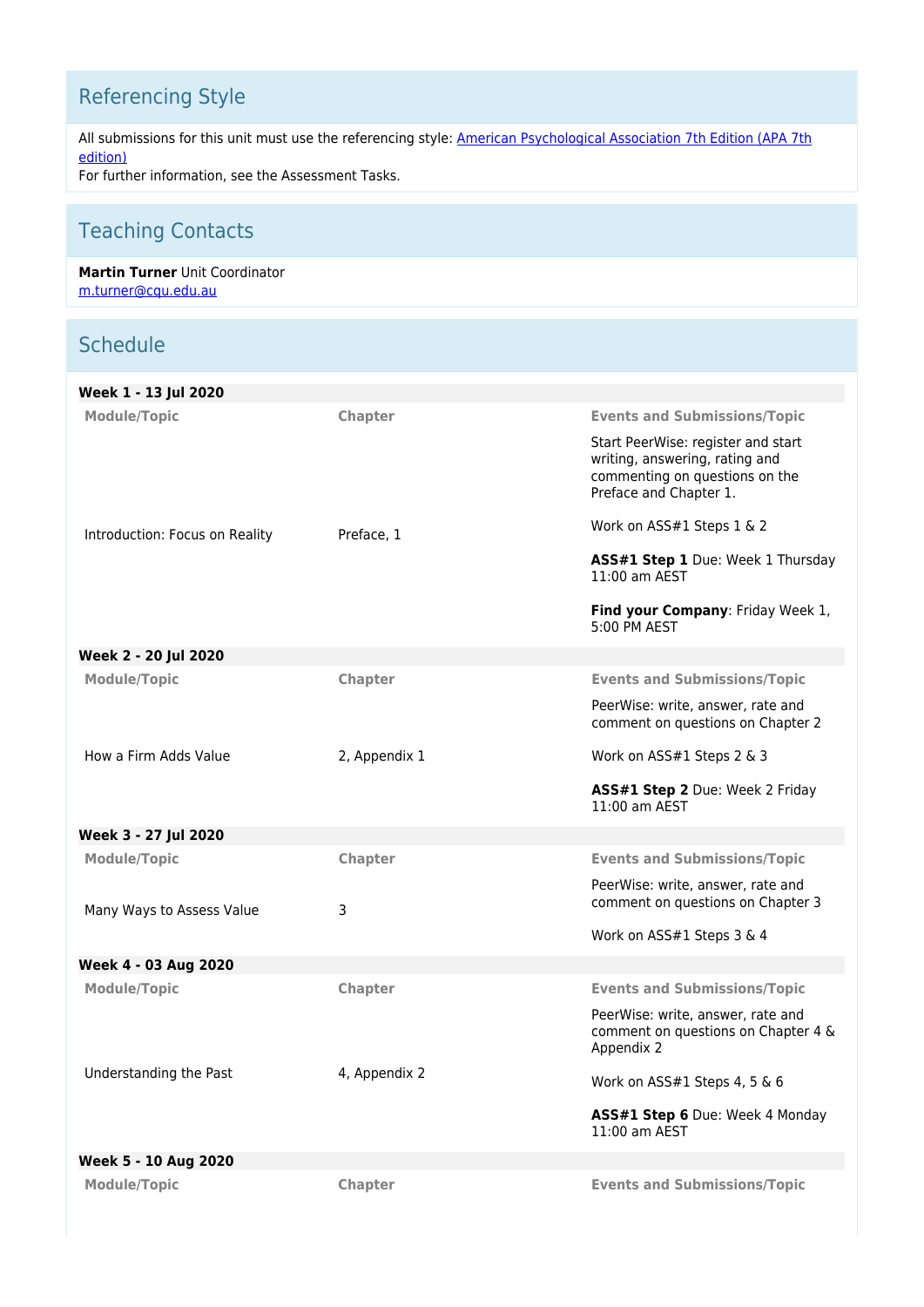## Referencing Style

All submissions for this unit must use the referencing style: American Psychological Association 7th Edition (APA 7th edition)
For further information, see the Assessment Tasks.

## Teaching Contacts

**Martin Turner** Unit Coordinator
m.turner@cqu.edu.au

## Schedule

**Week 1 - 13 Jul 2020**

| Module/Topic | Chapter | Events and Submissions/Topic |
| --- | --- | --- |
| Introduction: Focus on Reality | Preface, 1 | Start PeerWise: register and start writing, answering, rating and commenting on questions on the Preface and Chapter 1.<br><br>Work on ASS#1 Steps 1 & 2<br><br>**ASS#1 Step 1** Due: Week 1 Thursday 11:00 am AEST<br><br>**Find your Company**: Friday Week 1, 5:00 PM AEST |

**Week 2 - 20 Jul 2020**

| Module/Topic | Chapter | Events and Submissions/Topic |
| --- | --- | --- |
| How a Firm Adds Value | 2, Appendix 1 | PeerWise: write, answer, rate and comment on questions on Chapter 2<br><br>Work on ASS#1 Steps 2 & 3<br><br>**ASS#1 Step 2** Due: Week 2 Friday 11:00 am AEST |

**Week 3 - 27 Jul 2020**

| Module/Topic | Chapter | Events and Submissions/Topic |
| --- | --- | --- |
| Many Ways to Assess Value | 3 | PeerWise: write, answer, rate and comment on questions on Chapter 3<br><br>Work on ASS#1 Steps 3 & 4 |

**Week 4 - 03 Aug 2020**

| Module/Topic | Chapter | Events and Submissions/Topic |
| --- | --- | --- |
| Understanding the Past | 4, Appendix 2 | PeerWise: write, answer, rate and comment on questions on Chapter 4 & Appendix 2<br><br>Work on ASS#1 Steps 4, 5 & 6<br><br>**ASS#1 Step 6** Due: Week 4 Monday 11:00 am AEST |

**Week 5 - 10 Aug 2020**

| Module/Topic | Chapter | Events and Submissions/Topic |
| --- | --- | --- |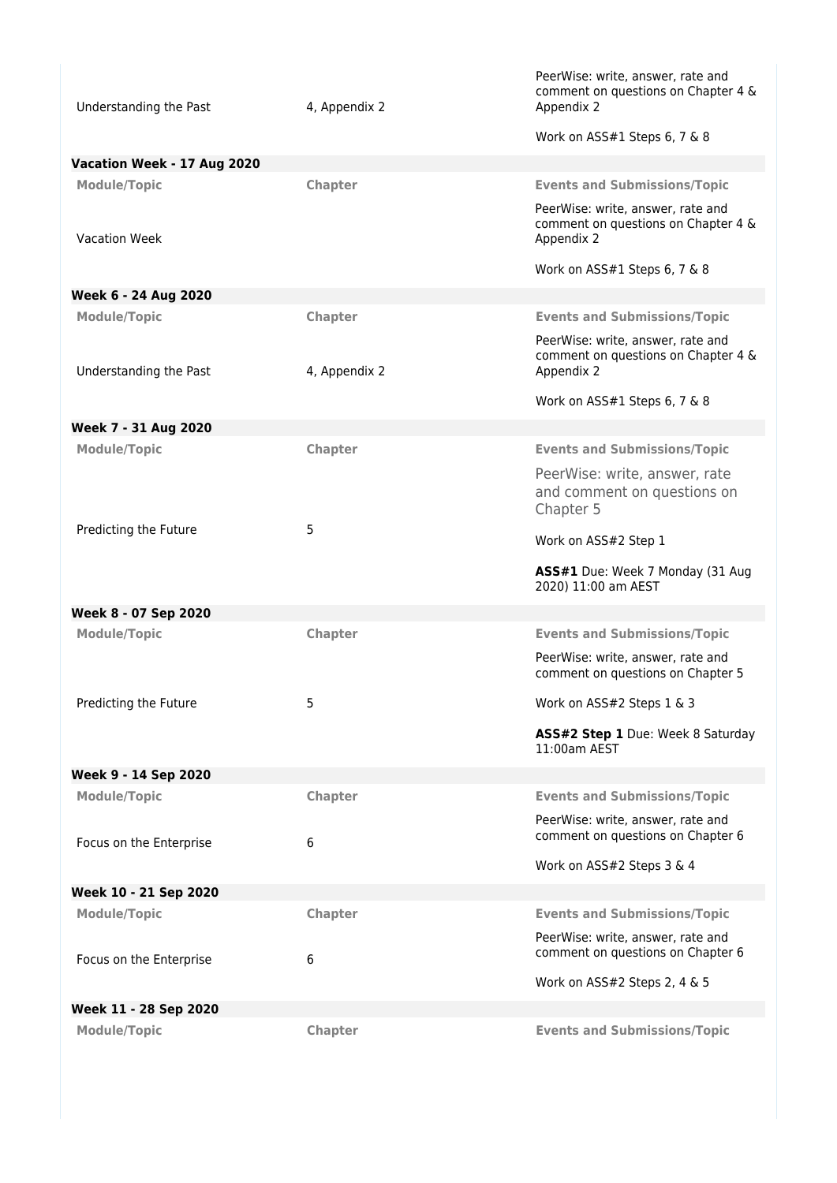| Understanding the Past | 4, Appendix 2 | PeerWise: write, answer, rate and comment on questions on Chapter 4 & Appendix 2<br><br>Work on ASS#1 Steps 6, 7 & 8 |
|---|---|---|

**Vacation Week - 17 Aug 2020**

| Module/Topic | Chapter | Events and Submissions/Topic |
|---|---|---|
| Vacation Week | | PeerWise: write, answer, rate and comment on questions on Chapter 4 & Appendix 2<br><br>Work on ASS#1 Steps 6, 7 & 8 |

**Week 6 - 24 Aug 2020**

| Module/Topic | Chapter | Events and Submissions/Topic |
|---|---|---|
| Understanding the Past | 4, Appendix 2 | PeerWise: write, answer, rate and comment on questions on Chapter 4 & Appendix 2<br><br>Work on ASS#1 Steps 6, 7 & 8 |

**Week 7 - 31 Aug 2020**

| Module/Topic | Chapter | Events and Submissions/Topic |
|---|---|---|
| Predicting the Future | 5 | PeerWise: write, answer, rate and comment on questions on Chapter 5<br><br>Work on ASS#2 Step 1<br><br>**ASS#1** Due: Week 7 Monday (31 Aug 2020) 11:00 am AEST |

**Week 8 - 07 Sep 2020**

| Module/Topic | Chapter | Events and Submissions/Topic |
|---|---|---|
| Predicting the Future | 5 | PeerWise: write, answer, rate and comment on questions on Chapter 5<br><br>Work on ASS#2 Steps 1 & 3<br><br>**ASS#2 Step 1** Due: Week 8 Saturday 11:00am AEST |

**Week 9 - 14 Sep 2020**

| Module/Topic | Chapter | Events and Submissions/Topic |
|---|---|---|
| Focus on the Enterprise | 6 | PeerWise: write, answer, rate and comment on questions on Chapter 6<br><br>Work on ASS#2 Steps 3 & 4 |

**Week 10 - 21 Sep 2020**

| Module/Topic | Chapter | Events and Submissions/Topic |
|---|---|---|
| Focus on the Enterprise | 6 | PeerWise: write, answer, rate and comment on questions on Chapter 6<br><br>Work on ASS#2 Steps 2, 4 & 5 |

**Week 11 - 28 Sep 2020**

| Module/Topic | Chapter | Events and Submissions/Topic |
|---|---|---|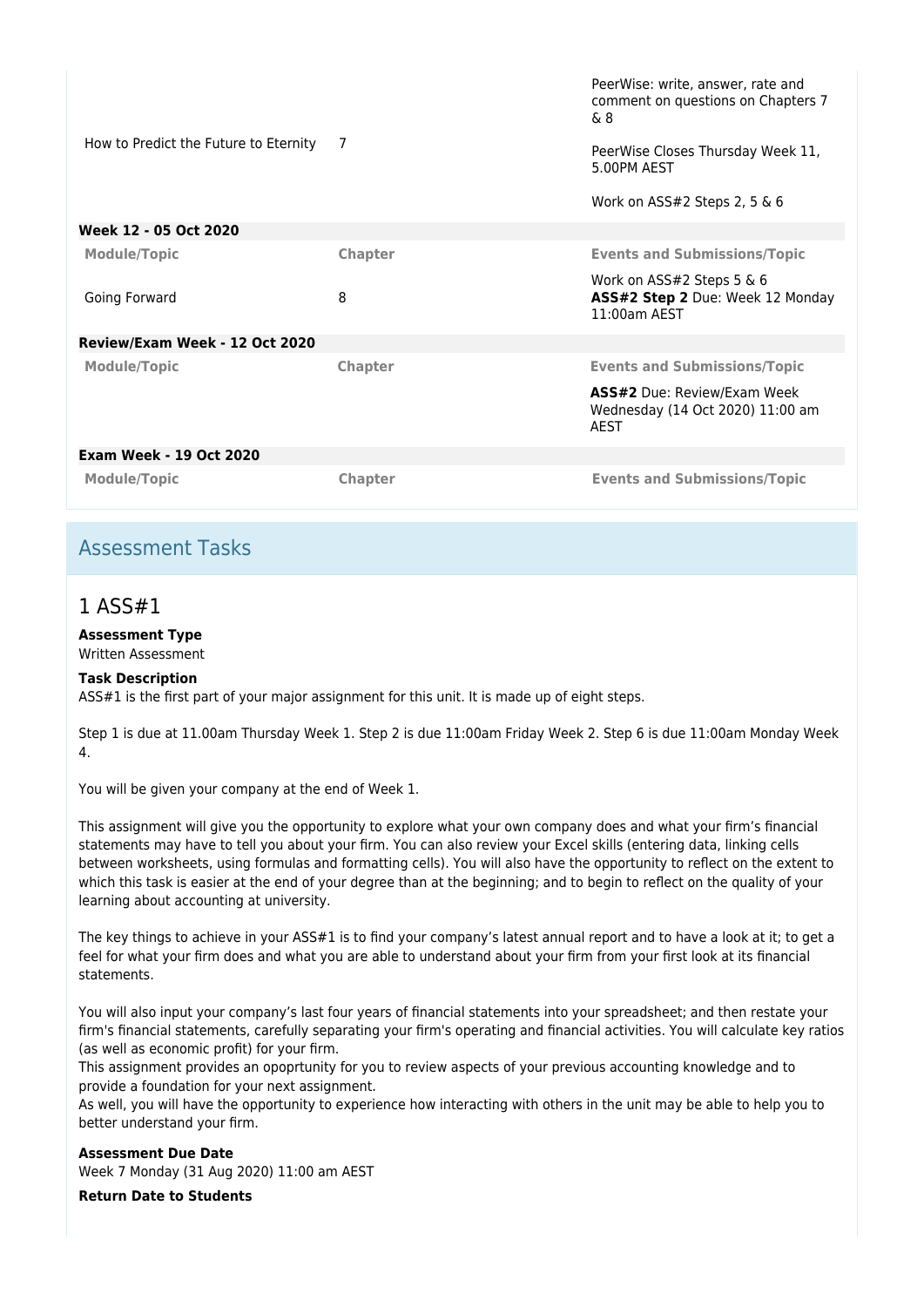| Module/Topic | Chapter | Events and Submissions/Topic |
| --- | --- | --- |
| How to Predict the Future to Eternity | 7 | PeerWise: write, answer, rate and comment on questions on Chapters 7 & 8<br><br>PeerWise Closes Thursday Week 11, 5.00PM AEST<br><br>Work on ASS#2 Steps 2, 5 & 6 |

**Week 12 - 05 Oct 2020**

| Module/Topic | Chapter | Events and Submissions/Topic |
| --- | --- | --- |
| Going Forward | 8 | Work on ASS#2 Steps 5 & 6<br>**ASS#2 Step 2** Due: Week 12 Monday 11:00am AEST |

**Review/Exam Week - 12 Oct 2020**

| Module/Topic | Chapter | Events and Submissions/Topic |
| --- | --- | --- |
| | | **ASS#2** Due: Review/Exam Week Wednesday (14 Oct 2020) 11:00 am AEST |

**Exam Week - 19 Oct 2020**

| Module/Topic | Chapter | Events and Submissions/Topic |
| --- | --- | --- |

## Assessment Tasks

### 1 ASS#1

**Assessment Type**
Written Assessment

**Task Description**
ASS#1 is the first part of your major assignment for this unit. It is made up of eight steps.

Step 1 is due at 11.00am Thursday Week 1. Step 2 is due 11:00am Friday Week 2. Step 6 is due 11:00am Monday Week 4.

You will be given your company at the end of Week 1.

This assignment will give you the opportunity to explore what your own company does and what your firm's financial statements may have to tell you about your firm. You can also review your Excel skills (entering data, linking cells between worksheets, using formulas and formatting cells). You will also have the opportunity to reflect on the extent to which this task is easier at the end of your degree than at the beginning; and to begin to reflect on the quality of your learning about accounting at university.

The key things to achieve in your ASS#1 is to find your company's latest annual report and to have a look at it; to get a feel for what your firm does and what you are able to understand about your firm from your first look at its financial statements.

You will also input your company's last four years of financial statements into your spreadsheet; and then restate your firm's financial statements, carefully separating your firm's operating and financial activities. You will calculate key ratios (as well as economic profit) for your firm.
This assignment provides an opoprtunity for you to review aspects of your previous accounting knowledge and to provide a foundation for your next assignment.
As well, you will have the opportunity to experience how interacting with others in the unit may be able to help you to better understand your firm.

**Assessment Due Date**
Week 7 Monday (31 Aug 2020) 11:00 am AEST

**Return Date to Students**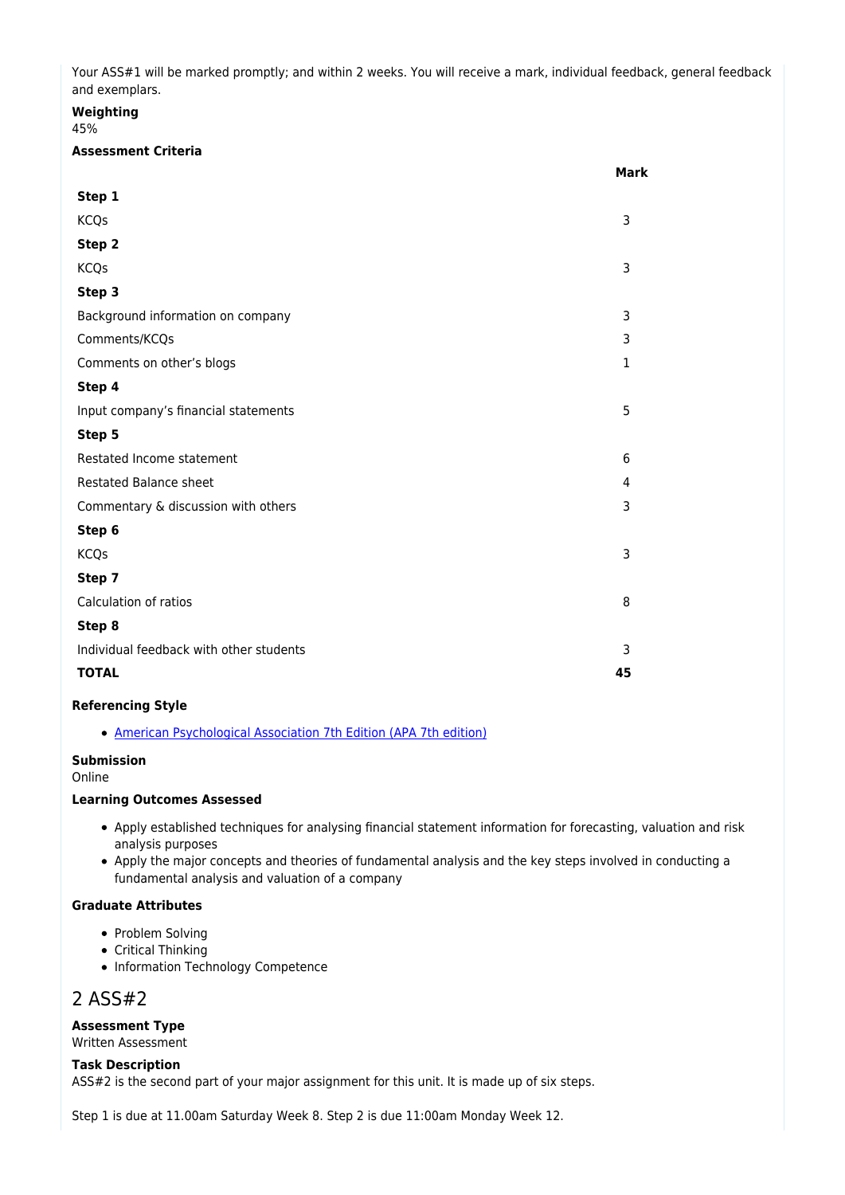Your ASS#1 will be marked promptly; and within 2 weeks. You will receive a mark, individual feedback, general feedback and exemplars.

**Weighting**
45%

**Assessment Criteria**

| | Mark |
|---|---|
| **Step 1** | |
| KCQs | 3 |
| **Step 2** | |
| KCQs | 3 |
| **Step 3** | |
| Background information on company | 3 |
| Comments/KCQs | 3 |
| Comments on other's blogs | 1 |
| **Step 4** | |
| Input company's financial statements | 5 |
| **Step 5** | |
| Restated Income statement | 6 |
| Restated Balance sheet | 4 |
| Commentary & discussion with others | 3 |
| **Step 6** | |
| KCQs | 3 |
| **Step 7** | |
| Calculation of ratios | 8 |
| **Step 8** | |
| Individual feedback with other students | 3 |
| **TOTAL** | **45** |

**Referencing Style**

- American Psychological Association 7th Edition (APA 7th edition)

**Submission**
Online

**Learning Outcomes Assessed**

- Apply established techniques for analysing financial statement information for forecasting, valuation and risk analysis purposes
- Apply the major concepts and theories of fundamental analysis and the key steps involved in conducting a fundamental analysis and valuation of a company

**Graduate Attributes**

- Problem Solving
- Critical Thinking
- Information Technology Competence

## 2 ASS#2

**Assessment Type**
Written Assessment

**Task Description**
ASS#2 is the second part of your major assignment for this unit. It is made up of six steps.

Step 1 is due at 11.00am Saturday Week 8. Step 2 is due 11:00am Monday Week 12.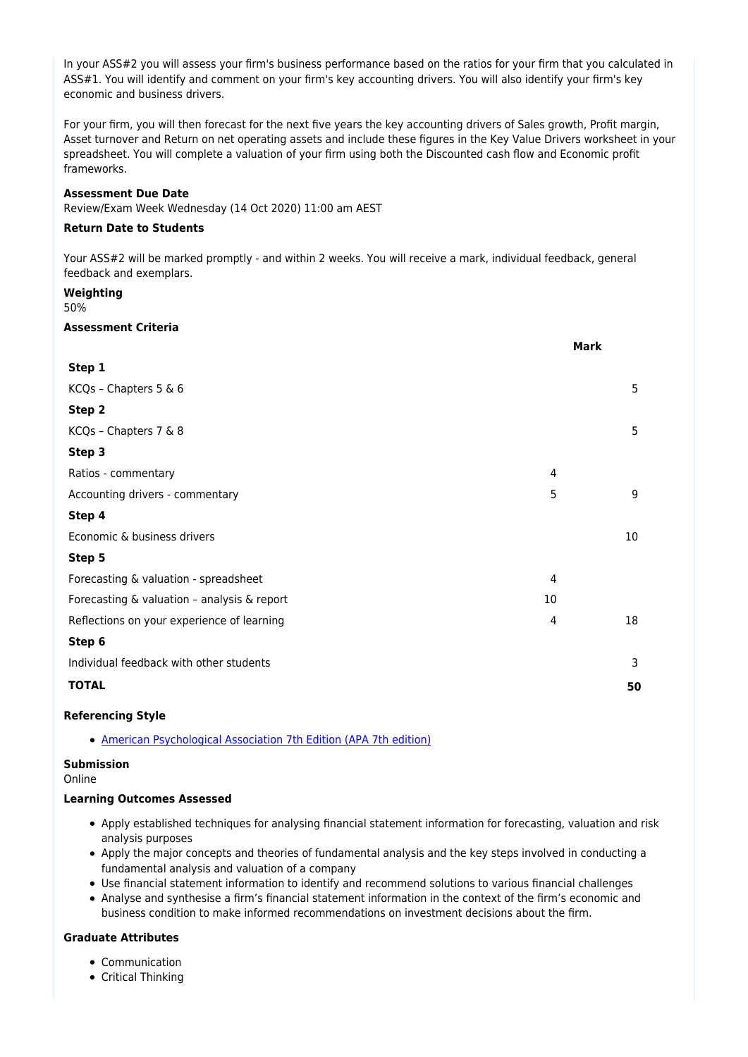In your ASS#2 you will assess your firm's business performance based on the ratios for your firm that you calculated in ASS#1. You will identify and comment on your firm's key accounting drivers. You will also identify your firm's key economic and business drivers.

For your firm, you will then forecast for the next five years the key accounting drivers of Sales growth, Profit margin, Asset turnover and Return on net operating assets and include these figures in the Key Value Drivers worksheet in your spreadsheet. You will complete a valuation of your firm using both the Discounted cash flow and Economic profit frameworks.

**Assessment Due Date**

Review/Exam Week Wednesday (14 Oct 2020) 11:00 am AEST

**Return Date to Students**

Your ASS#2 will be marked promptly - and within 2 weeks. You will receive a mark, individual feedback, general feedback and exemplars.

**Weighting**

50%

**Assessment Criteria**

| | | Mark |
|---|---|---|
| **Step 1** | | |
| KCQs – Chapters 5 & 6 | | 5 |
| **Step 2** | | |
| KCQs – Chapters 7 & 8 | | 5 |
| **Step 3** | | |
| Ratios - commentary | 4 | |
| Accounting drivers - commentary | 5 | 9 |
| **Step 4** | | |
| Economic & business drivers | | 10 |
| **Step 5** | | |
| Forecasting & valuation - spreadsheet | 4 | |
| Forecasting & valuation – analysis & report | 10 | |
| Reflections on your experience of learning | 4 | 18 |
| **Step 6** | | |
| Individual feedback with other students | | 3 |
| **TOTAL** | | **50** |

**Referencing Style**

- American Psychological Association 7th Edition (APA 7th edition)

**Submission**

Online

**Learning Outcomes Assessed**

- Apply established techniques for analysing financial statement information for forecasting, valuation and risk analysis purposes
- Apply the major concepts and theories of fundamental analysis and the key steps involved in conducting a fundamental analysis and valuation of a company
- Use financial statement information to identify and recommend solutions to various financial challenges
- Analyse and synthesise a firm's financial statement information in the context of the firm's economic and business condition to make informed recommendations on investment decisions about the firm.

**Graduate Attributes**

- Communication
- Critical Thinking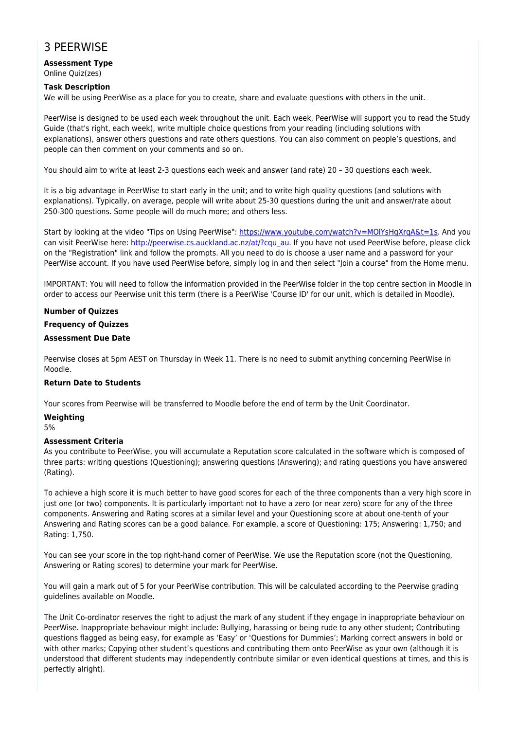## 3 PEERWISE

**Assessment Type**
Online Quiz(zes)

**Task Description**
We will be using PeerWise as a place for you to create, share and evaluate questions with others in the unit.

PeerWise is designed to be used each week throughout the unit. Each week, PeerWise will support you to read the Study Guide (that's right, each week), write multiple choice questions from your reading (including solutions with explanations), answer others questions and rate others questions. You can also comment on people's questions, and people can then comment on your comments and so on.

You should aim to write at least 2-3 questions each week and answer (and rate) 20 – 30 questions each week.

It is a big advantage in PeerWise to start early in the unit; and to write high quality questions (and solutions with explanations). Typically, on average, people will write about 25-30 questions during the unit and answer/rate about 250-300 questions. Some people will do much more; and others less.

Start by looking at the video "Tips on Using PeerWise": https://www.youtube.com/watch?v=MOlYsHgXrqA&t=1s. And you can visit PeerWise here: http://peerwise.cs.auckland.ac.nz/at/?cqu_au. If you have not used PeerWise before, please click on the "Registration" link and follow the prompts. All you need to do is choose a user name and a password for your PeerWise account. If you have used PeerWise before, simply log in and then select "Join a course" from the Home menu.

IMPORTANT: You will need to follow the information provided in the PeerWise folder in the top centre section in Moodle in order to access our Peerwise unit this term (there is a PeerWise 'Course ID' for our unit, which is detailed in Moodle).

**Number of Quizzes**

**Frequency of Quizzes**

**Assessment Due Date**

Peerwise closes at 5pm AEST on Thursday in Week 11. There is no need to submit anything concerning PeerWise in Moodle.

**Return Date to Students**

Your scores from Peerwise will be transferred to Moodle before the end of term by the Unit Coordinator.

**Weighting**
5%

**Assessment Criteria**
As you contribute to PeerWise, you will accumulate a Reputation score calculated in the software which is composed of three parts: writing questions (Questioning); answering questions (Answering); and rating questions you have answered (Rating).

To achieve a high score it is much better to have good scores for each of the three components than a very high score in just one (or two) components. It is particularly important not to have a zero (or near zero) score for any of the three components. Answering and Rating scores at a similar level and your Questioning score at about one-tenth of your Answering and Rating scores can be a good balance. For example, a score of Questioning: 175; Answering: 1,750; and Rating: 1,750.

You can see your score in the top right-hand corner of PeerWise. We use the Reputation score (not the Questioning, Answering or Rating scores) to determine your mark for PeerWise.

You will gain a mark out of 5 for your PeerWise contribution. This will be calculated according to the Peerwise grading guidelines available on Moodle.

The Unit Co-ordinator reserves the right to adjust the mark of any student if they engage in inappropriate behaviour on PeerWise. Inappropriate behaviour might include: Bullying, harassing or being rude to any other student; Contributing questions flagged as being easy, for example as 'Easy' or 'Questions for Dummies'; Marking correct answers in bold or with other marks; Copying other student's questions and contributing them onto PeerWise as your own (although it is understood that different students may independently contribute similar or even identical questions at times, and this is perfectly alright).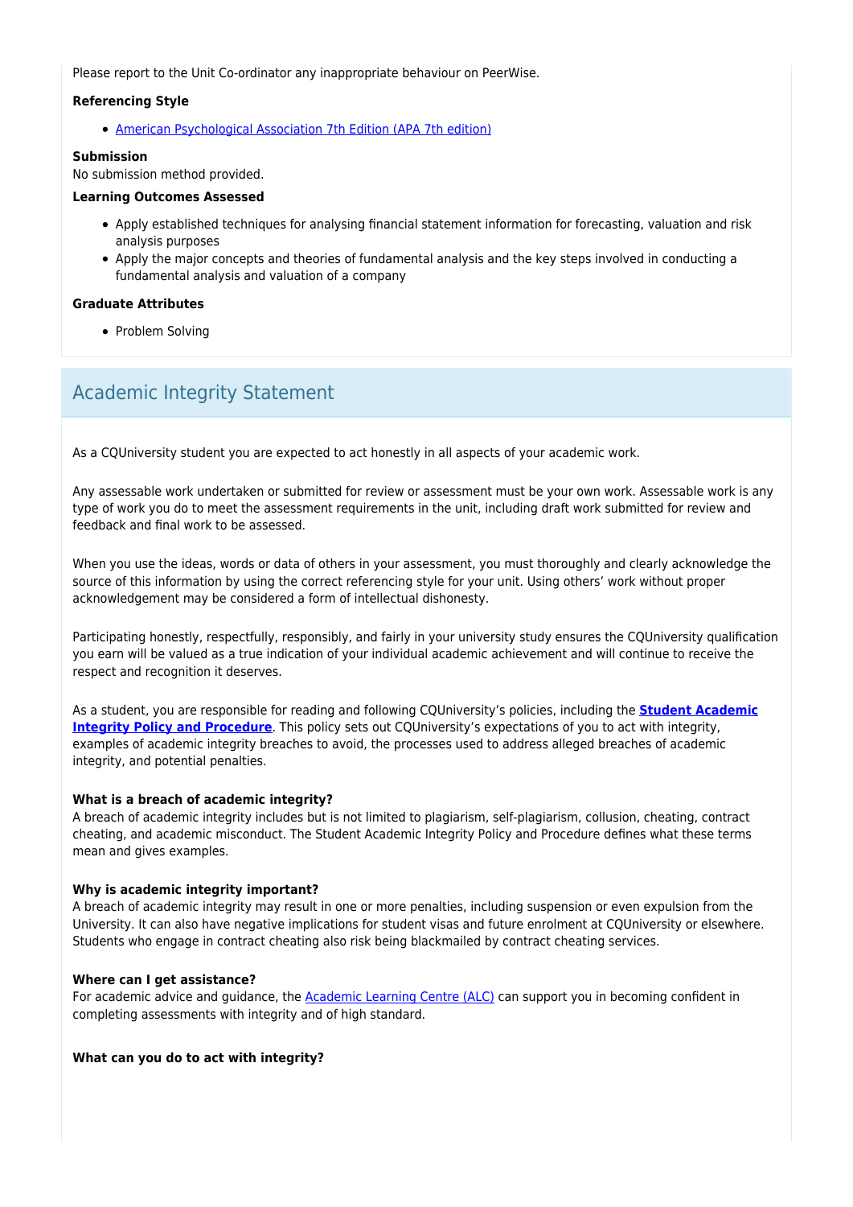Please report to the Unit Co-ordinator any inappropriate behaviour on PeerWise.

**Referencing Style**

- American Psychological Association 7th Edition (APA 7th edition)

**Submission**

No submission method provided.

**Learning Outcomes Assessed**

- Apply established techniques for analysing financial statement information for forecasting, valuation and risk analysis purposes
- Apply the major concepts and theories of fundamental analysis and the key steps involved in conducting a fundamental analysis and valuation of a company

**Graduate Attributes**

- Problem Solving

## Academic Integrity Statement

As a CQUniversity student you are expected to act honestly in all aspects of your academic work.

Any assessable work undertaken or submitted for review or assessment must be your own work. Assessable work is any type of work you do to meet the assessment requirements in the unit, including draft work submitted for review and feedback and final work to be assessed.

When you use the ideas, words or data of others in your assessment, you must thoroughly and clearly acknowledge the source of this information by using the correct referencing style for your unit. Using others' work without proper acknowledgement may be considered a form of intellectual dishonesty.

Participating honestly, respectfully, responsibly, and fairly in your university study ensures the CQUniversity qualification you earn will be valued as a true indication of your individual academic achievement and will continue to receive the respect and recognition it deserves.

As a student, you are responsible for reading and following CQUniversity's policies, including the **Student Academic Integrity Policy and Procedure**. This policy sets out CQUniversity's expectations of you to act with integrity, examples of academic integrity breaches to avoid, the processes used to address alleged breaches of academic integrity, and potential penalties.

**What is a breach of academic integrity?**

A breach of academic integrity includes but is not limited to plagiarism, self-plagiarism, collusion, cheating, contract cheating, and academic misconduct. The Student Academic Integrity Policy and Procedure defines what these terms mean and gives examples.

**Why is academic integrity important?**

A breach of academic integrity may result in one or more penalties, including suspension or even expulsion from the University. It can also have negative implications for student visas and future enrolment at CQUniversity or elsewhere. Students who engage in contract cheating also risk being blackmailed by contract cheating services.

**Where can I get assistance?**

For academic advice and guidance, the Academic Learning Centre (ALC) can support you in becoming confident in completing assessments with integrity and of high standard.

**What can you do to act with integrity?**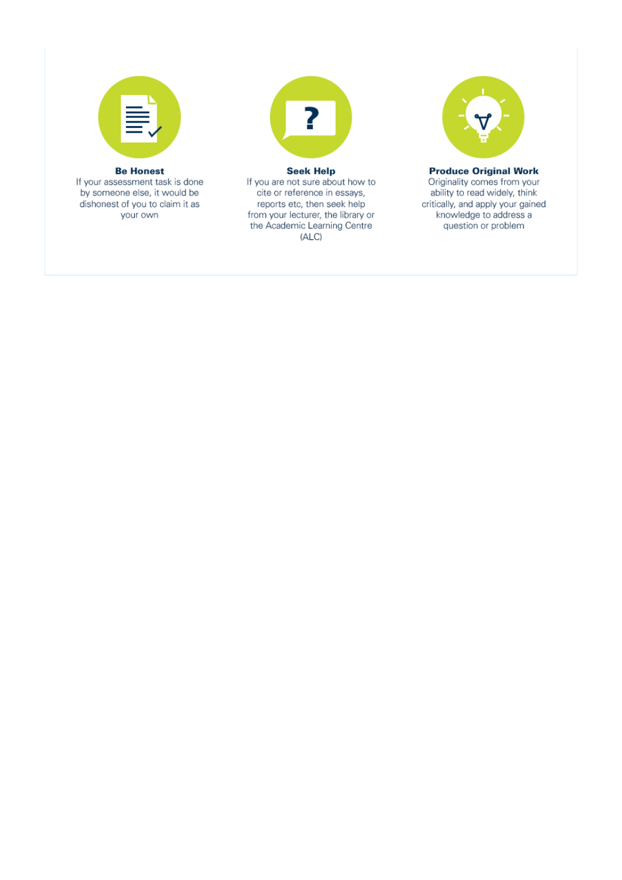**Be Honest**
If your assessment task is done by someone else, it would be dishonest of you to claim it as your own

**Seek Help**
If you are not sure about how to cite or reference in essays, reports etc, then seek help from your lecturer, the library or the Academic Learning Centre (ALC)

**Produce Original Work**
Originality comes from your ability to read widely, think critically, and apply your gained knowledge to address a question or problem